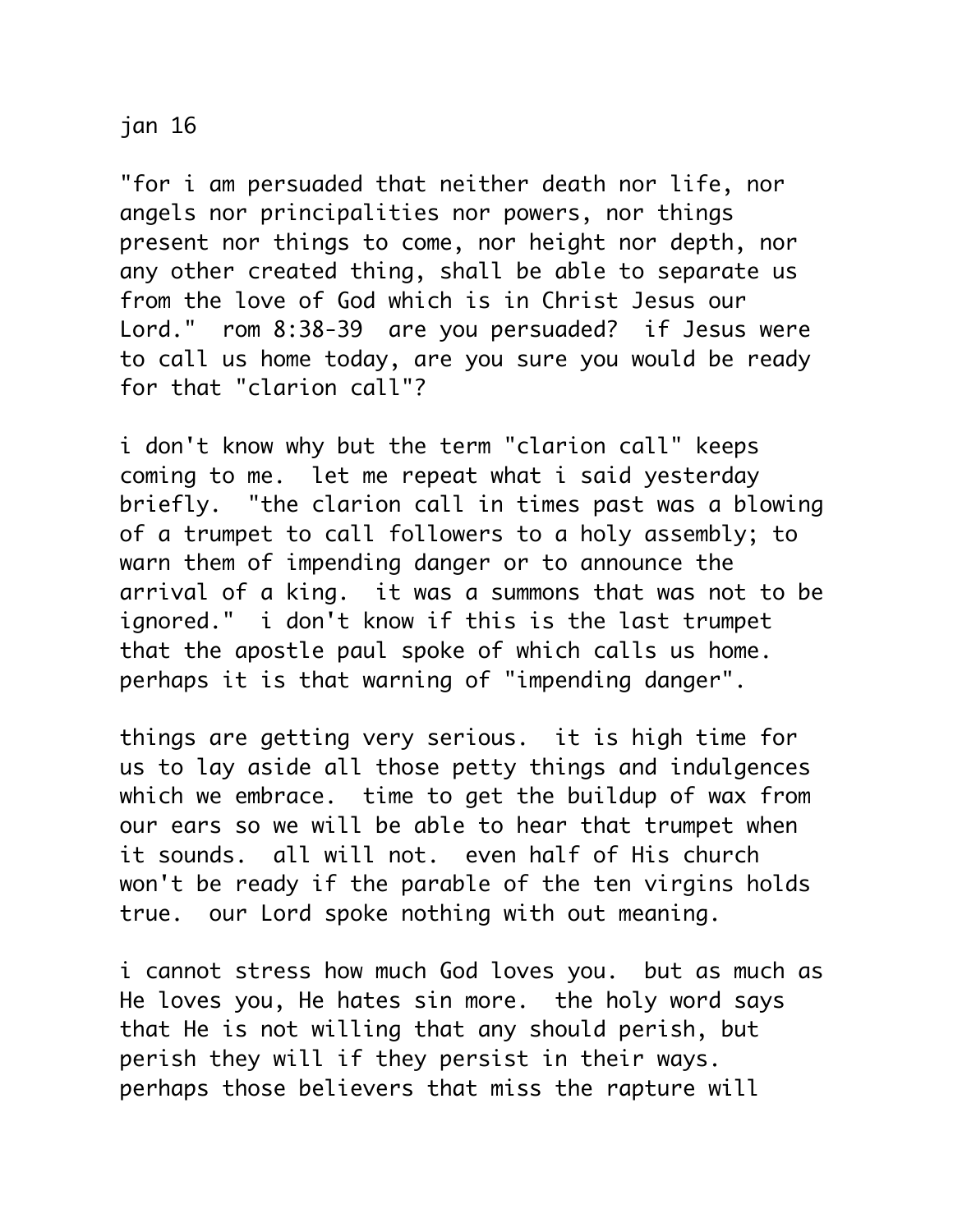jan 16

"for i am persuaded that neither death nor life, nor angels nor principalities nor powers, nor things present nor things to come, nor height nor depth, nor any other created thing, shall be able to separate us from the love of God which is in Christ Jesus our Lord." rom 8:38-39 are you persuaded? if Jesus were to call us home today, are you sure you would be ready for that "clarion call"?

i don't know why but the term "clarion call" keeps coming to me. let me repeat what i said yesterday briefly. "the clarion call in times past was a blowing of a trumpet to call followers to a holy assembly; to warn them of impending danger or to announce the arrival of a king. it was a summons that was not to be ignored." i don't know if this is the last trumpet that the apostle paul spoke of which calls us home. perhaps it is that warning of "impending danger".

things are getting very serious. it is high time for us to lay aside all those petty things and indulgences which we embrace. time to get the buildup of wax from our ears so we will be able to hear that trumpet when it sounds. all will not. even half of His church won't be ready if the parable of the ten virgins holds true. our Lord spoke nothing with out meaning.

i cannot stress how much God loves you. but as much as He loves you, He hates sin more. the holy word says that He is not willing that any should perish, but perish they will if they persist in their ways. perhaps those believers that miss the rapture will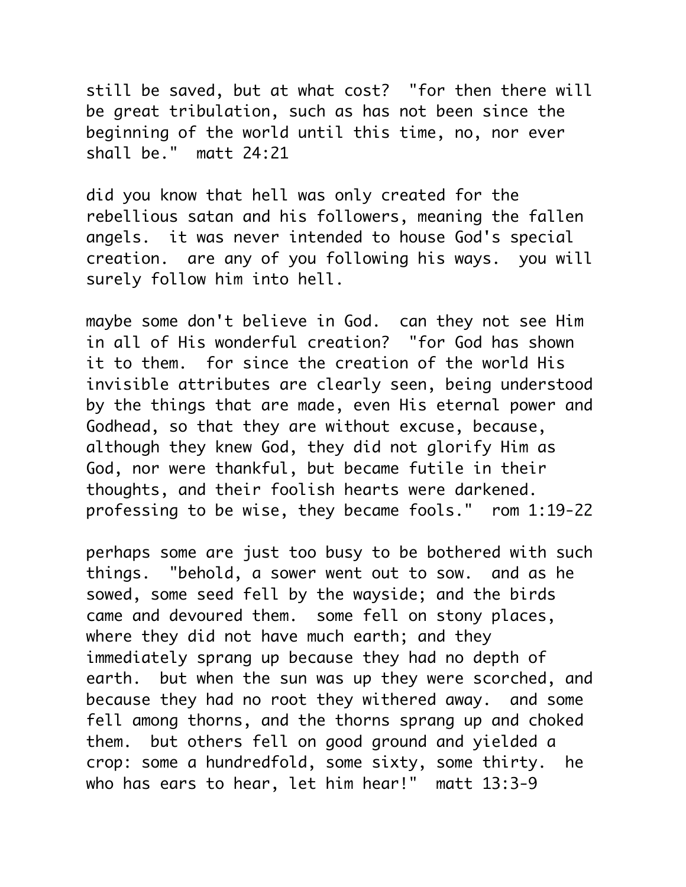still be saved, but at what cost? "for then there will be great tribulation, such as has not been since the beginning of the world until this time, no, nor ever shall be." matt 24:21

did you know that hell was only created for the rebellious satan and his followers, meaning the fallen angels. it was never intended to house God's special creation. are any of you following his ways. you will surely follow him into hell.

maybe some don't believe in God. can they not see Him in all of His wonderful creation? "for God has shown it to them. for since the creation of the world His invisible attributes are clearly seen, being understood by the things that are made, even His eternal power and Godhead, so that they are without excuse, because, although they knew God, they did not glorify Him as God, nor were thankful, but became futile in their thoughts, and their foolish hearts were darkened. professing to be wise, they became fools." rom 1:19-22

perhaps some are just too busy to be bothered with such things. "behold, a sower went out to sow. and as he sowed, some seed fell by the wayside; and the birds came and devoured them. some fell on stony places, where they did not have much earth; and they immediately sprang up because they had no depth of earth. but when the sun was up they were scorched, and because they had no root they withered away. and some fell among thorns, and the thorns sprang up and choked them. but others fell on good ground and yielded a crop: some a hundredfold, some sixty, some thirty. he who has ears to hear, let him hear!" matt 13:3-9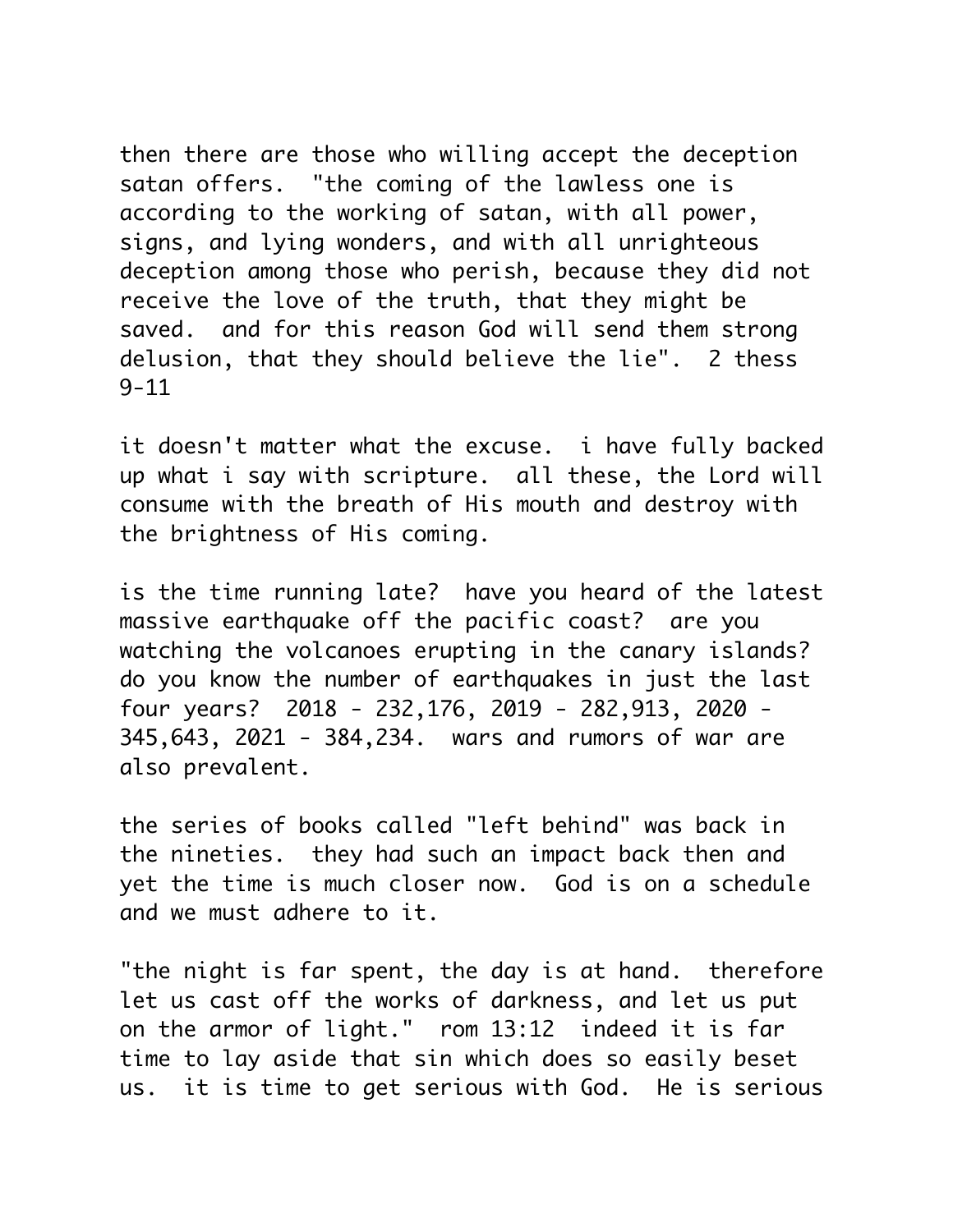then there are those who willing accept the deception satan offers. "the coming of the lawless one is according to the working of satan, with all power, signs, and lying wonders, and with all unrighteous deception among those who perish, because they did not receive the love of the truth, that they might be saved. and for this reason God will send them strong delusion, that they should believe the lie". 2 thess 9-11

it doesn't matter what the excuse. i have fully backed up what i say with scripture. all these, the Lord will consume with the breath of His mouth and destroy with the brightness of His coming.

is the time running late? have you heard of the latest massive earthquake off the pacific coast? are you watching the volcanoes erupting in the canary islands? do you know the number of earthquakes in just the last four years? 2018 - 232,176, 2019 - 282,913, 2020 - 345,643, 2021 - 384,234. wars and rumors of war are also prevalent.

the series of books called "left behind" was back in the nineties. they had such an impact back then and yet the time is much closer now. God is on a schedule and we must adhere to it.

"the night is far spent, the day is at hand. therefore let us cast off the works of darkness, and let us put on the armor of light." rom 13:12 indeed it is far time to lay aside that sin which does so easily beset us. it is time to get serious with God. He is serious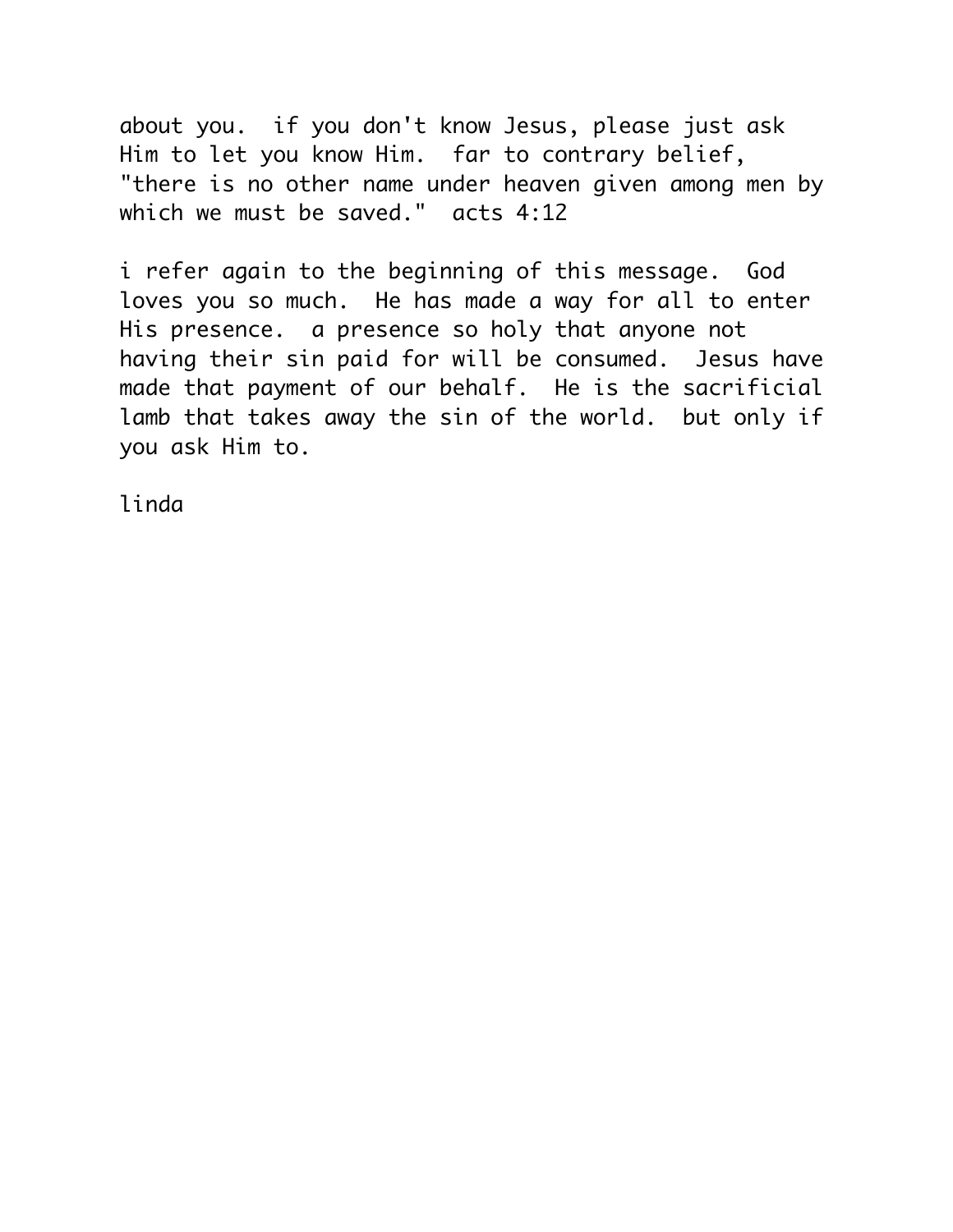about you.  if you don't know Jesus, please just ask Him to let you know Him.  far to contrary belief, "there is no other name under heaven given among men by which we must be saved."  acts 4:12

i refer again to the beginning of this message.  God loves you so much.  He has made a way for all to enter His presence.  a presence so holy that anyone not having their sin paid for will be consumed.  Jesus have made that payment of our behalf.  He is the sacrificial lamb that takes away the sin of the world.  but only if you ask Him to.

linda